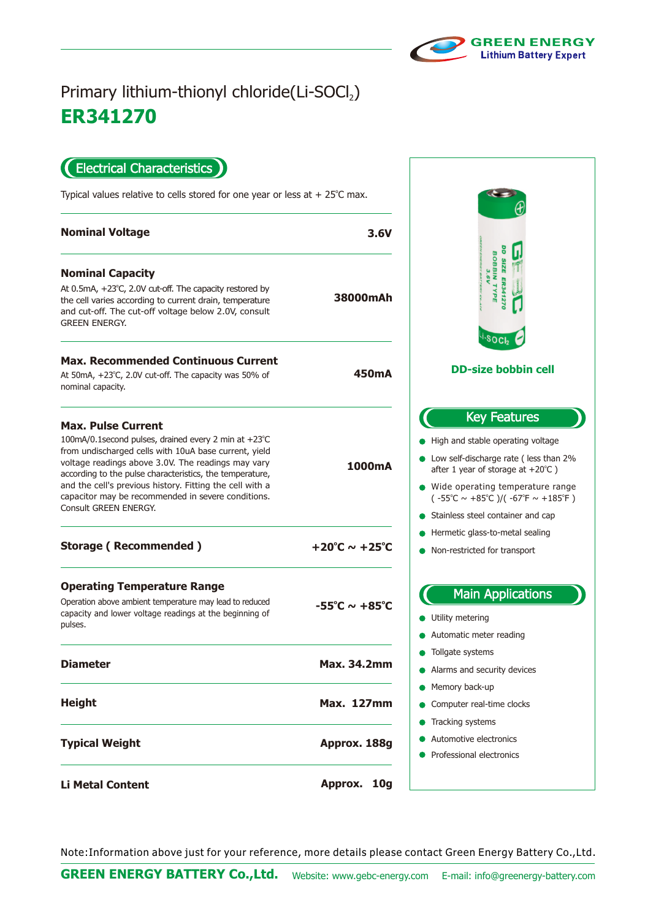GREEN ENERGY
Lithium Battery Expert

# Primary lithium-thionyl chloride(Li-$SOCl_2$)

# ER341270

## Electrical Characteristics

Typical values relative to cells stored for one year or less at + 25℃ max.

| Parameter | Value |
| --- | --- |
| **Nominal Voltage** | **3.6V** |
| **Nominal Capacity**<br>At 0.5mA, +23℃, 2.0V cut-off. The capacity restored by the cell varies according to current drain, temperature and cut-off. The cut-off voltage below 2.0V, consult GREEN ENERGY. | **38000mAh** |
| **Max. Recommended Continuous Current**<br>At 50mA, +23℃, 2.0V cut-off. The capacity was 50% of nominal capacity. | **450mA** |
| **Max. Pulse Current**<br>100mA/0.1second pulses, drained every 2 min at +23℃ from undischarged cells with 10uA base current, yield voltage readings above 3.0V. The readings may vary according to the pulse characteristics, the temperature, and the cell's previous history. Fitting the cell with a capacitor may be recommended in severe conditions. Consult GREEN ENERGY. | **1000mA** |
| **Storage ( Recommended )** | **+20℃ ~ +25℃** |
| **Operating Temperature Range**<br>Operation above ambient temperature may lead to reduced capacity and lower voltage readings at the beginning of pulses. | **-55℃ ~ +85℃** |
| **Diameter** | **Max. 34.2mm** |
| **Height** | **Max. 127mm** |
| **Typical Weight** | **Approx. 188g** |
| **Li Metal Content** | **Approx. 10g** |

**DD-size bobbin cell**

## Key Features

- High and stable operating voltage
- Low self-discharge rate ( less than 2% after 1 year of storage at +20℃ )
- Wide operating temperature range ( -55℃ ~ +85℃ )/( -67℉ ~ +185℉ )
- Stainless steel container and cap
- Hermetic glass-to-metal sealing
- Non-restricted for transport

## Main Applications

- Utility metering
- Automatic meter reading
- Tollgate systems
- Alarms and security devices
- Memory back-up
- Computer real-time clocks
- Tracking systems
- Automotive electronics
- Professional electronics

Note:Information above just for your reference, more details please contact Green Energy Battery Co.,Ltd.

**GREEN ENERGY BATTERY Co.,Ltd.** Website: www.gebc-energy.com E-mail: info@greenergy-battery.com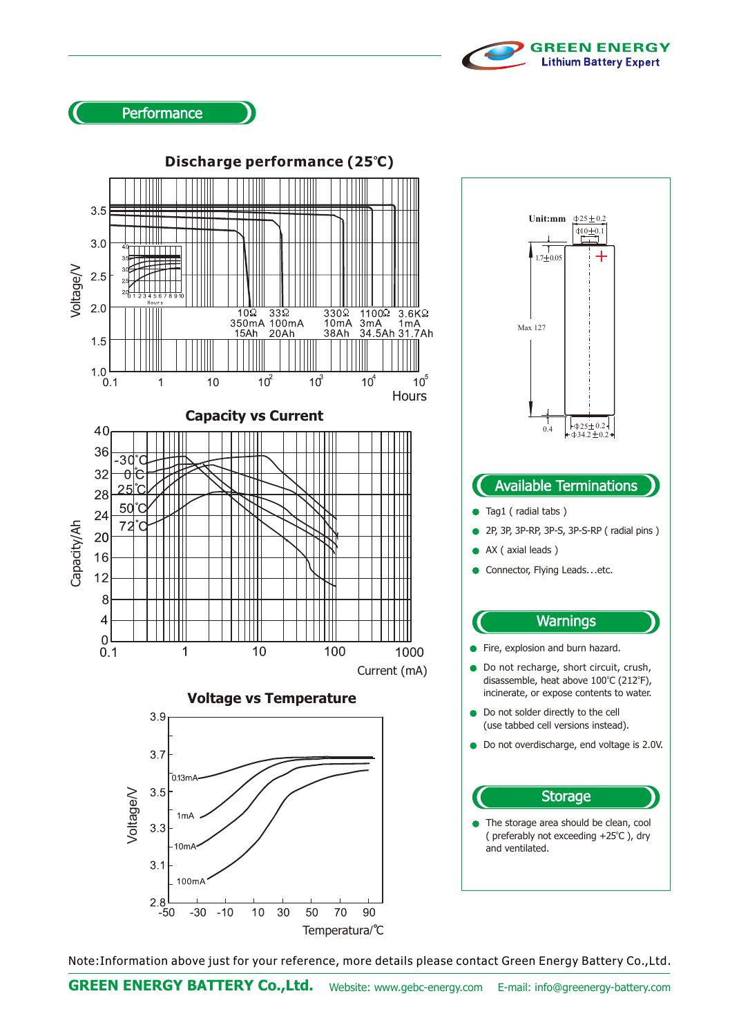## Performance

### Discharge performance (25℃)

Voltage/V

3.5
3.0
2.5
2.0
1.5
1.0

0.1 1 10 $10^2$ $10^3$ $10^4$ $10^5$

Hours

10Ω 350mA 15Ah
33Ω 100mA 20Ah
330Ω 10mA 38Ah
1100Ω 3mA 34.5Ah
3.6KΩ 1mA 31.7Ah

### Capacity vs Current

Capacity/Ah

40 36 32 28 24 20 16 12 8 4 0

0.1 1 10 100 1000

Current (mA)

-30°C
0°C
25°C
50°C
72°C

### Voltage vs Temperature

Voltage/V

3.9 3.7 3.5 3.3 3.1 2.8

-50 -30 -10 10 30 50 70 90

Temperatura/℃

0.13mA
1mA
10mA
100mA

Unit:mm
Φ25±0.2
Φ10±0.1
1.7±0.05
Max 127
0.4
Φ25±0.2
Φ34.2±0.2

## Available Terminations

- Tag1 ( radial tabs )
- 2P, 3P, 3P-RP, 3P-S, 3P-S-RP ( radial pins )
- AX ( axial leads )
- Connector, Flying Leads...etc.

## Warnings

- Fire, explosion and burn hazard.
- Do not recharge, short circuit, crush, disassemble, heat above 100℃ (212℉), incinerate, or expose contents to water.
- Do not solder directly to the cell (use tabbed cell versions instead).
- Do not overdischarge, end voltage is 2.0V.

## Storage

- The storage area should be clean, cool ( preferably not exceeding +25℃ ), dry and ventilated.

Note:Information above just for your reference, more details please contact Green Energy Battery Co.,Ltd.

**GREEN ENERGY BATTERY Co.,Ltd.** Website: www.gebc-energy.com E-mail: info@greenergy-battery.com